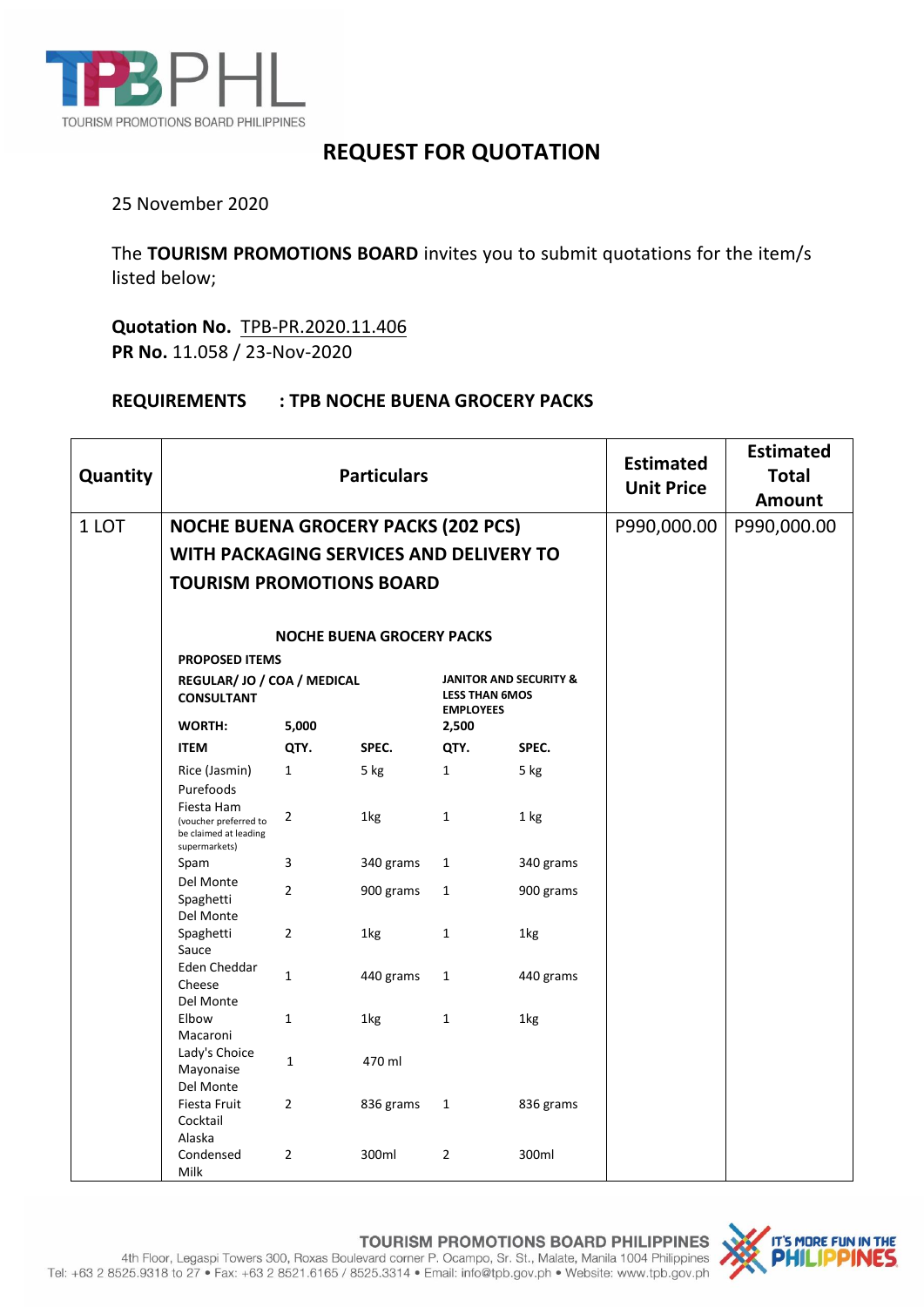TPBPHL
TOURISM PROMOTIONS BOARD PHILIPPINES

# REQUEST FOR QUOTATION

25 November 2020

The **TOURISM PROMOTIONS BOARD** invites you to submit quotations for the item/s listed below;

**Quotation No.** TPB-PR.2020.11.406
**PR No.** 11.058 / 23-Nov-2020

**REQUIREMENTS : TPB NOCHE BUENA GROCERY PACKS**

| Quantity | Particulars | Estimated Unit Price | Estimated Total Amount |
|---|---|---|---|
| 1 LOT | **NOCHE BUENA GROCERY PACKS (202 PCS) WITH PACKAGING SERVICES AND DELIVERY TO TOURISM PROMOTIONS BOARD** | P990,000.00 | P990,000.00 |

**NOCHE BUENA GROCERY PACKS**

**PROPOSED ITEMS**

| | REGULAR/ JO / COA / MEDICAL CONSULTANT | | JANITOR AND SECURITY & LESS THAN 6MOS EMPLOYEES | |
|---|---|---|---|---|
| **WORTH:** | **5,000** | | **2,500** | |
| **ITEM** | **QTY.** | **SPEC.** | **QTY.** | **SPEC.** |
| Rice (Jasmin) | 1 | 5 kg | 1 | 5 kg |
| Purefoods Fiesta Ham (voucher preferred to be claimed at leading supermarkets) | 2 | 1kg | 1 | 1 kg |
| Spam | 3 | 340 grams | 1 | 340 grams |
| Del Monte Spaghetti | 2 | 900 grams | 1 | 900 grams |
| Del Monte Spaghetti Sauce | 2 | 1kg | 1 | 1kg |
| Eden Cheddar Cheese | 1 | 440 grams | 1 | 440 grams |
| Del Monte Elbow Macaroni | 1 | 1kg | 1 | 1kg |
| Lady's Choice Mayonaise | 1 | 470 ml | | |
| Del Monte Fiesta Fruit Cocktail | 2 | 836 grams | 1 | 836 grams |
| Alaska Condensed Milk | 2 | 300ml | 2 | 300ml |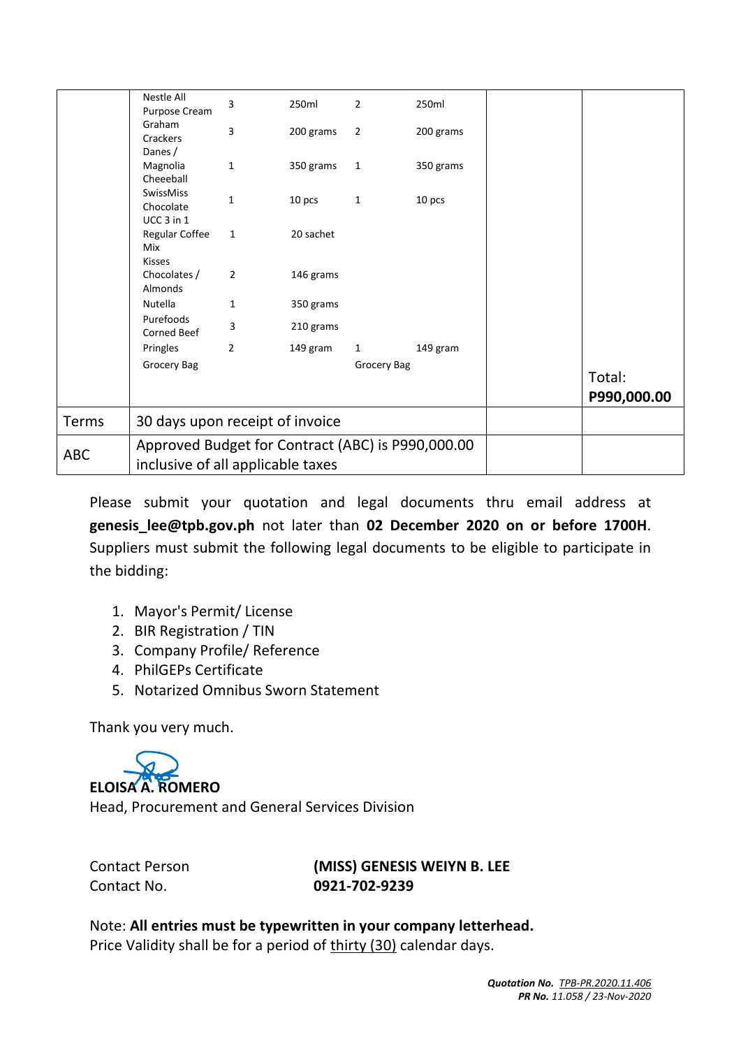| | | | | | | | |
|---|---|---|---|---|---|---|---|
| | Nestle All Purpose Cream | 3 | 250ml | 2 | 250ml | | |
| | Graham Crackers | 3 | 200 grams | 2 | 200 grams | | |
| | Danes / Magnolia Cheeeball | 1 | 350 grams | 1 | 350 grams | | |
| | SwissMiss Chocolate | 1 | 10 pcs | 1 | 10 pcs | | |
| | UCC 3 in 1 Regular Coffee Mix | 1 | 20 sachet | | | | |
| | Kisses Chocolates / Almonds | 2 | 146 grams | | | | |
| | Nutella | 1 | 350 grams | | | | |
| | Purefoods Corned Beef | 3 | 210 grams | | | | |
| | Pringles | 2 | 149 gram | 1 | 149 gram | | |
| | Grocery Bag | | | Grocery Bag | | | Total: **P990,000.00** |
| Terms | 30 days upon receipt of invoice | | | | | | |
| ABC | Approved Budget for Contract (ABC) is P990,000.00 inclusive of all applicable taxes | | | | | | |

Please submit your quotation and legal documents thru email address at **genesis_lee@tpb.gov.ph** not later than **02 December 2020 on or before 1700H**. Suppliers must submit the following legal documents to be eligible to participate in the bidding:

1. Mayor's Permit/ License
2. BIR Registration / TIN
3. Company Profile/ Reference
4. PhilGEPs Certificate
5. Notarized Omnibus Sworn Statement

Thank you very much.

**ELOISA A. ROMERO**
Head, Procurement and General Services Division

Contact Person **(MISS) GENESIS WEIYN B. LEE**
Contact No. **0921-702-9239**

Note: **All entries must be typewritten in your company letterhead.**
Price Validity shall be for a period of thirty (30) calendar days.

***Quotation No.*** *TPB-PR.2020.11.406*
***PR No.*** *11.058 / 23-Nov-2020*